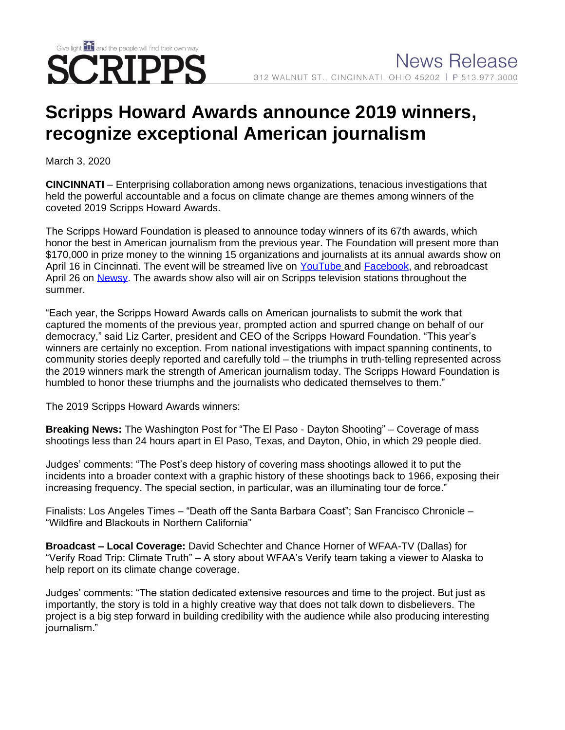Give light and the people will find their own way

**SCRIPPS**

News Release

312 WALNUT ST., CINCINNATI, OHIO 45202 | P 513.977.3000

# Scripps Howard Awards announce 2019 winners, recognize exceptional American journalism

March 3, 2020

**CINCINNATI** – Enterprising collaboration among news organizations, tenacious investigations that held the powerful accountable and a focus on climate change are themes among winners of the coveted 2019 Scripps Howard Awards.

The Scripps Howard Foundation is pleased to announce today winners of its 67th awards, which honor the best in American journalism from the previous year. The Foundation will present more than $170,000 in prize money to the winning 15 organizations and journalists at its annual awards show on April 16 in Cincinnati. The event will be streamed live on YouTube and Facebook, and rebroadcast April 26 on Newsy. The awards show also will air on Scripps television stations throughout the summer.

"Each year, the Scripps Howard Awards calls on American journalists to submit the work that captured the moments of the previous year, prompted action and spurred change on behalf of our democracy," said Liz Carter, president and CEO of the Scripps Howard Foundation. "This year's winners are certainly no exception. From national investigations with impact spanning continents, to community stories deeply reported and carefully told – the triumphs in truth-telling represented across the 2019 winners mark the strength of American journalism today. The Scripps Howard Foundation is humbled to honor these triumphs and the journalists who dedicated themselves to them."

The 2019 Scripps Howard Awards winners:

**Breaking News:** The Washington Post for "The El Paso - Dayton Shooting" – Coverage of mass shootings less than 24 hours apart in El Paso, Texas, and Dayton, Ohio, in which 29 people died.

Judges' comments: "The Post's deep history of covering mass shootings allowed it to put the incidents into a broader context with a graphic history of these shootings back to 1966, exposing their increasing frequency. The special section, in particular, was an illuminating tour de force."

Finalists: Los Angeles Times – "Death off the Santa Barbara Coast"; San Francisco Chronicle – "Wildfire and Blackouts in Northern California"

**Broadcast – Local Coverage:** David Schechter and Chance Horner of WFAA-TV (Dallas) for "Verify Road Trip: Climate Truth" – A story about WFAA's Verify team taking a viewer to Alaska to help report on its climate change coverage.

Judges' comments: "The station dedicated extensive resources and time to the project. But just as importantly, the story is told in a highly creative way that does not talk down to disbelievers. The project is a big step forward in building credibility with the audience while also producing interesting journalism."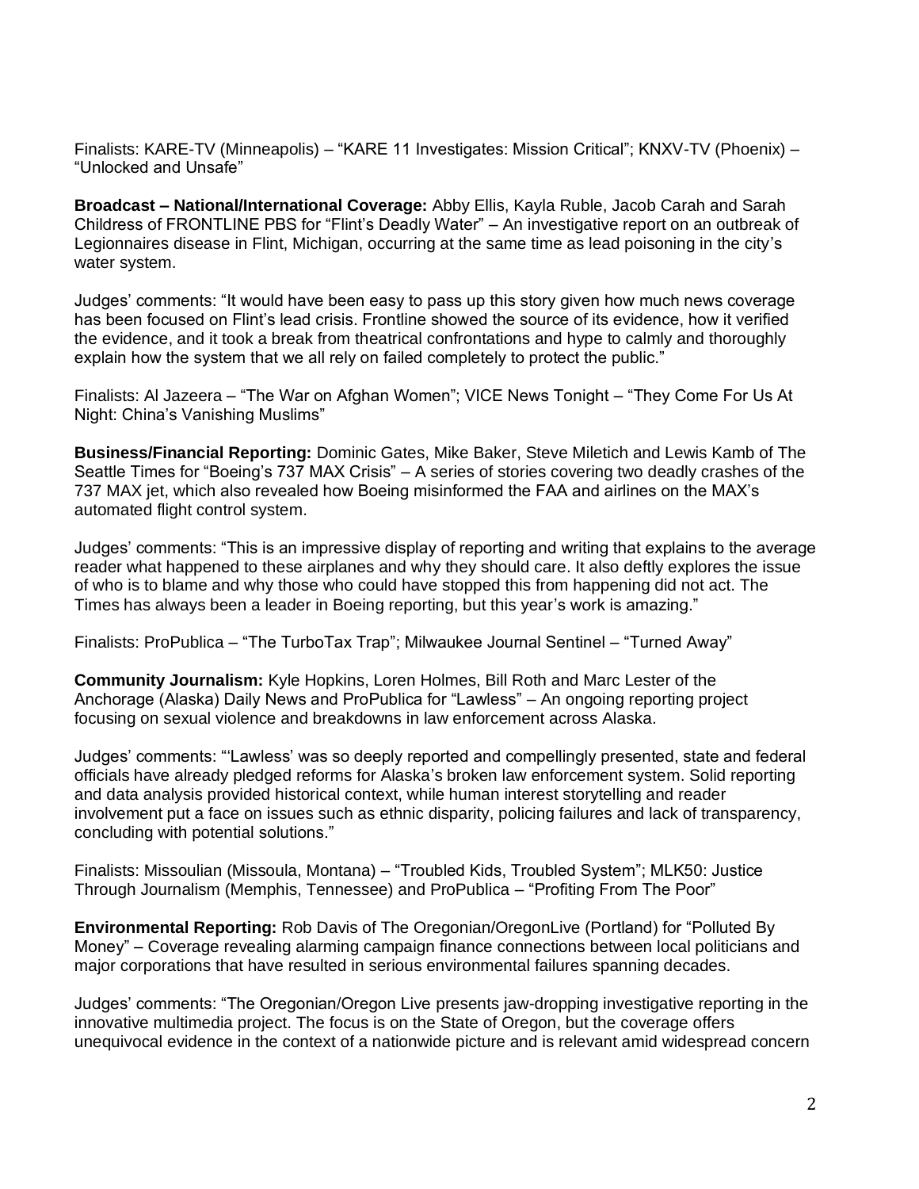Finalists: KARE-TV (Minneapolis) – "KARE 11 Investigates: Mission Critical"; KNXV-TV (Phoenix) – "Unlocked and Unsafe"

**Broadcast – National/International Coverage:** Abby Ellis, Kayla Ruble, Jacob Carah and Sarah Childress of FRONTLINE PBS for "Flint's Deadly Water" – An investigative report on an outbreak of Legionnaires disease in Flint, Michigan, occurring at the same time as lead poisoning in the city's water system.

Judges' comments: "It would have been easy to pass up this story given how much news coverage has been focused on Flint's lead crisis. Frontline showed the source of its evidence, how it verified the evidence, and it took a break from theatrical confrontations and hype to calmly and thoroughly explain how the system that we all rely on failed completely to protect the public."

Finalists: Al Jazeera – "The War on Afghan Women"; VICE News Tonight – "They Come For Us At Night: China's Vanishing Muslims"

**Business/Financial Reporting:** Dominic Gates, Mike Baker, Steve Miletich and Lewis Kamb of The Seattle Times for "Boeing's 737 MAX Crisis" – A series of stories covering two deadly crashes of the 737 MAX jet, which also revealed how Boeing misinformed the FAA and airlines on the MAX's automated flight control system.

Judges' comments: "This is an impressive display of reporting and writing that explains to the average reader what happened to these airplanes and why they should care. It also deftly explores the issue of who is to blame and why those who could have stopped this from happening did not act. The Times has always been a leader in Boeing reporting, but this year's work is amazing."

Finalists: ProPublica – "The TurboTax Trap"; Milwaukee Journal Sentinel – "Turned Away"

**Community Journalism:** Kyle Hopkins, Loren Holmes, Bill Roth and Marc Lester of the Anchorage (Alaska) Daily News and ProPublica for "Lawless" – An ongoing reporting project focusing on sexual violence and breakdowns in law enforcement across Alaska.

Judges' comments: "'Lawless' was so deeply reported and compellingly presented, state and federal officials have already pledged reforms for Alaska's broken law enforcement system. Solid reporting and data analysis provided historical context, while human interest storytelling and reader involvement put a face on issues such as ethnic disparity, policing failures and lack of transparency, concluding with potential solutions."

Finalists: Missoulian (Missoula, Montana) – "Troubled Kids, Troubled System"; MLK50: Justice Through Journalism (Memphis, Tennessee) and ProPublica – "Profiting From The Poor"

**Environmental Reporting:** Rob Davis of The Oregonian/OregonLive (Portland) for "Polluted By Money" – Coverage revealing alarming campaign finance connections between local politicians and major corporations that have resulted in serious environmental failures spanning decades.

Judges' comments: "The Oregonian/Oregon Live presents jaw-dropping investigative reporting in the innovative multimedia project. The focus is on the State of Oregon, but the coverage offers unequivocal evidence in the context of a nationwide picture and is relevant amid widespread concern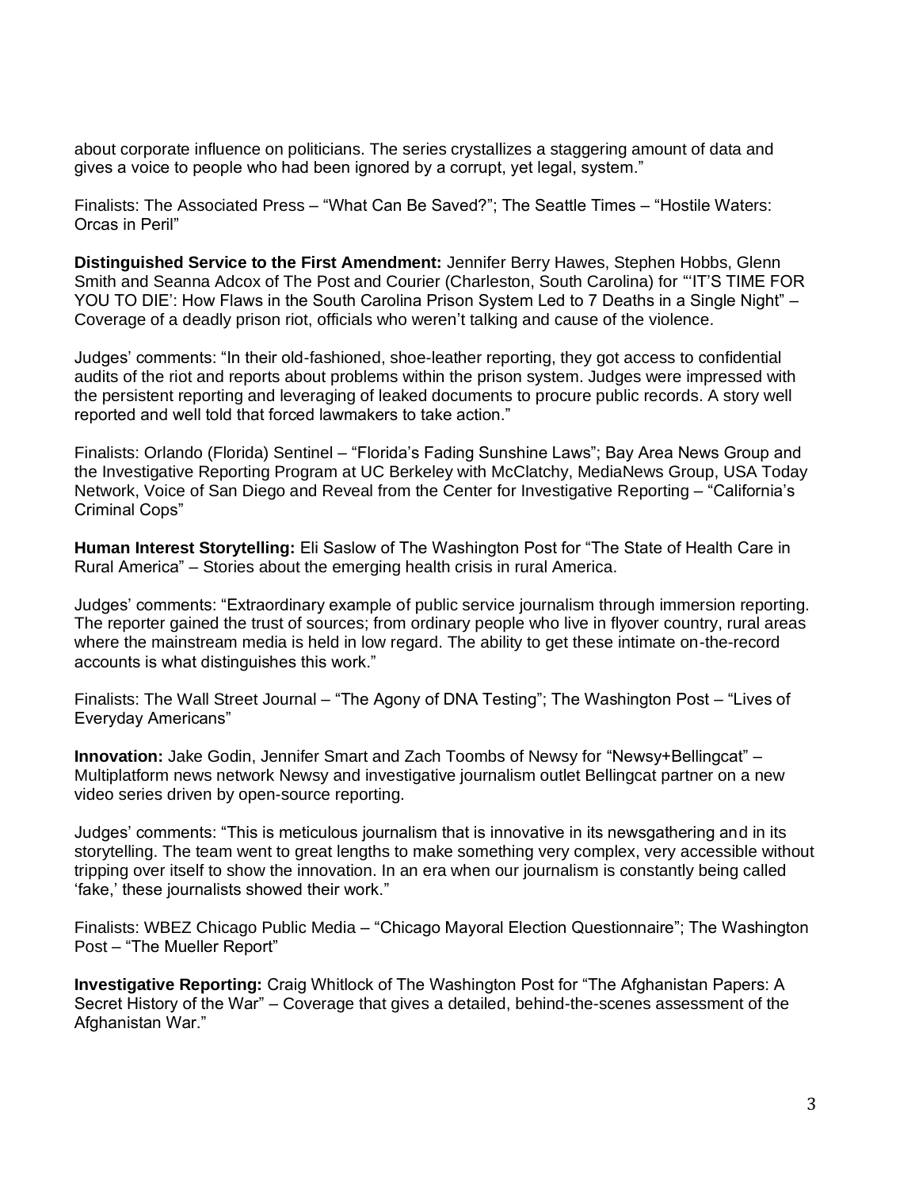about corporate influence on politicians. The series crystallizes a staggering amount of data and gives a voice to people who had been ignored by a corrupt, yet legal, system."

Finalists: The Associated Press – "What Can Be Saved?"; The Seattle Times – "Hostile Waters: Orcas in Peril"

**Distinguished Service to the First Amendment:** Jennifer Berry Hawes, Stephen Hobbs, Glenn Smith and Seanna Adcox of The Post and Courier (Charleston, South Carolina) for "'IT'S TIME FOR YOU TO DIE': How Flaws in the South Carolina Prison System Led to 7 Deaths in a Single Night" – Coverage of a deadly prison riot, officials who weren't talking and cause of the violence.

Judges' comments: "In their old-fashioned, shoe-leather reporting, they got access to confidential audits of the riot and reports about problems within the prison system. Judges were impressed with the persistent reporting and leveraging of leaked documents to procure public records. A story well reported and well told that forced lawmakers to take action."

Finalists: Orlando (Florida) Sentinel – "Florida's Fading Sunshine Laws"; Bay Area News Group and the Investigative Reporting Program at UC Berkeley with McClatchy, MediaNews Group, USA Today Network, Voice of San Diego and Reveal from the Center for Investigative Reporting – "California's Criminal Cops"

**Human Interest Storytelling:** Eli Saslow of The Washington Post for "The State of Health Care in Rural America" – Stories about the emerging health crisis in rural America.

Judges' comments: "Extraordinary example of public service journalism through immersion reporting. The reporter gained the trust of sources; from ordinary people who live in flyover country, rural areas where the mainstream media is held in low regard. The ability to get these intimate on-the-record accounts is what distinguishes this work."

Finalists: The Wall Street Journal – "The Agony of DNA Testing"; The Washington Post – "Lives of Everyday Americans"

**Innovation:** Jake Godin, Jennifer Smart and Zach Toombs of Newsy for "Newsy+Bellingcat" – Multiplatform news network Newsy and investigative journalism outlet Bellingcat partner on a new video series driven by open-source reporting.

Judges' comments: "This is meticulous journalism that is innovative in its newsgathering and in its storytelling. The team went to great lengths to make something very complex, very accessible without tripping over itself to show the innovation. In an era when our journalism is constantly being called 'fake,' these journalists showed their work."

Finalists: WBEZ Chicago Public Media – "Chicago Mayoral Election Questionnaire"; The Washington Post – "The Mueller Report"

**Investigative Reporting:** Craig Whitlock of The Washington Post for "The Afghanistan Papers: A Secret History of the War" – Coverage that gives a detailed, behind-the-scenes assessment of the Afghanistan War."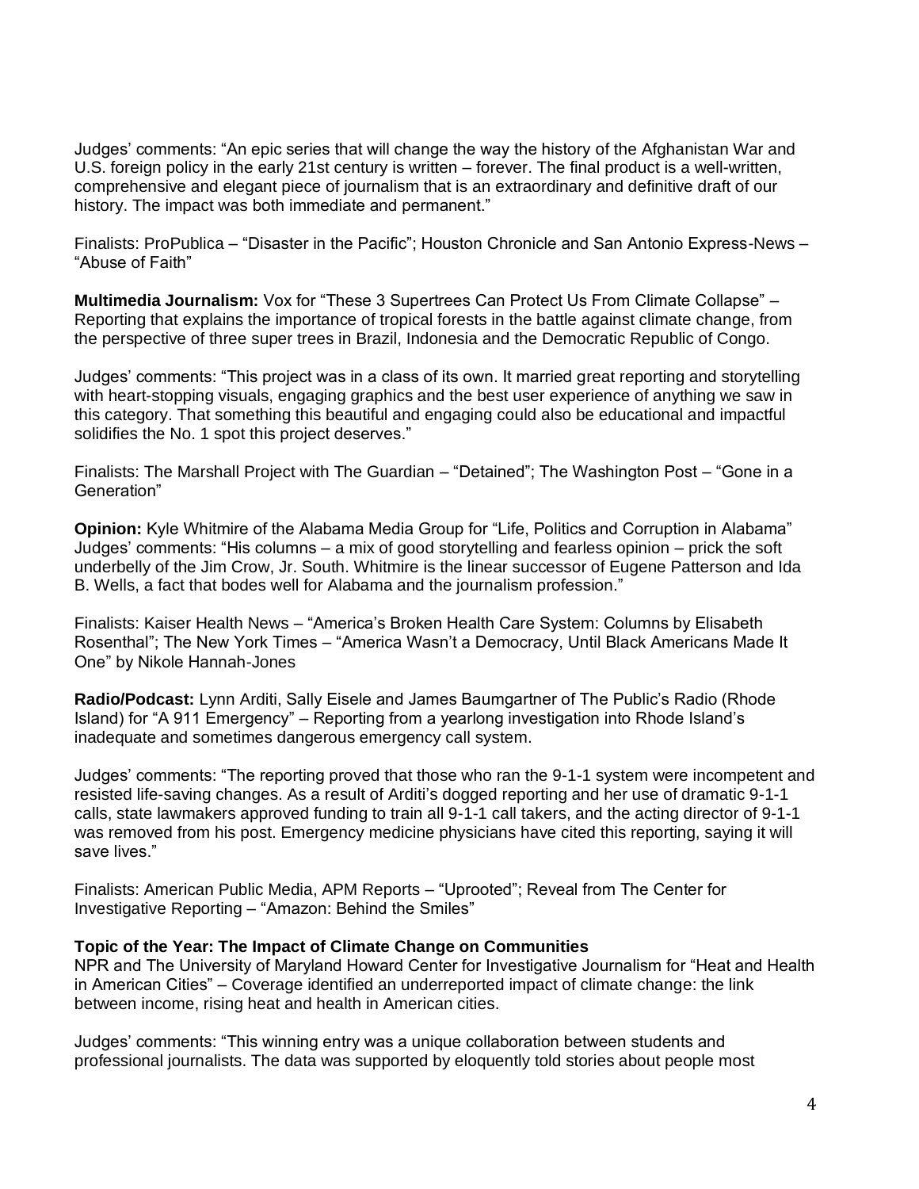Judges' comments: "An epic series that will change the way the history of the Afghanistan War and U.S. foreign policy in the early 21st century is written – forever. The final product is a well-written, comprehensive and elegant piece of journalism that is an extraordinary and definitive draft of our history. The impact was both immediate and permanent."

Finalists: ProPublica – "Disaster in the Pacific"; Houston Chronicle and San Antonio Express-News – "Abuse of Faith"

**Multimedia Journalism:** Vox for "These 3 Supertrees Can Protect Us From Climate Collapse" – Reporting that explains the importance of tropical forests in the battle against climate change, from the perspective of three super trees in Brazil, Indonesia and the Democratic Republic of Congo.

Judges' comments: "This project was in a class of its own. It married great reporting and storytelling with heart-stopping visuals, engaging graphics and the best user experience of anything we saw in this category. That something this beautiful and engaging could also be educational and impactful solidifies the No. 1 spot this project deserves."

Finalists: The Marshall Project with The Guardian – "Detained"; The Washington Post – "Gone in a Generation"

**Opinion:** Kyle Whitmire of the Alabama Media Group for "Life, Politics and Corruption in Alabama"
Judges' comments: "His columns – a mix of good storytelling and fearless opinion – prick the soft underbelly of the Jim Crow, Jr. South. Whitmire is the linear successor of Eugene Patterson and Ida B. Wells, a fact that bodes well for Alabama and the journalism profession."

Finalists: Kaiser Health News – "America's Broken Health Care System: Columns by Elisabeth Rosenthal"; The New York Times – "America Wasn't a Democracy, Until Black Americans Made It One" by Nikole Hannah-Jones

**Radio/Podcast:** Lynn Arditi, Sally Eisele and James Baumgartner of The Public's Radio (Rhode Island) for "A 911 Emergency" – Reporting from a yearlong investigation into Rhode Island's inadequate and sometimes dangerous emergency call system.

Judges' comments: "The reporting proved that those who ran the 9-1-1 system were incompetent and resisted life-saving changes. As a result of Arditi's dogged reporting and her use of dramatic 9-1-1 calls, state lawmakers approved funding to train all 9-1-1 call takers, and the acting director of 9-1-1 was removed from his post. Emergency medicine physicians have cited this reporting, saying it will save lives."

Finalists: American Public Media, APM Reports – "Uprooted"; Reveal from The Center for Investigative Reporting – "Amazon: Behind the Smiles"

**Topic of the Year: The Impact of Climate Change on Communities**
NPR and The University of Maryland Howard Center for Investigative Journalism for "Heat and Health in American Cities" – Coverage identified an underreported impact of climate change: the link between income, rising heat and health in American cities.

Judges' comments: "This winning entry was a unique collaboration between students and professional journalists. The data was supported by eloquently told stories about people most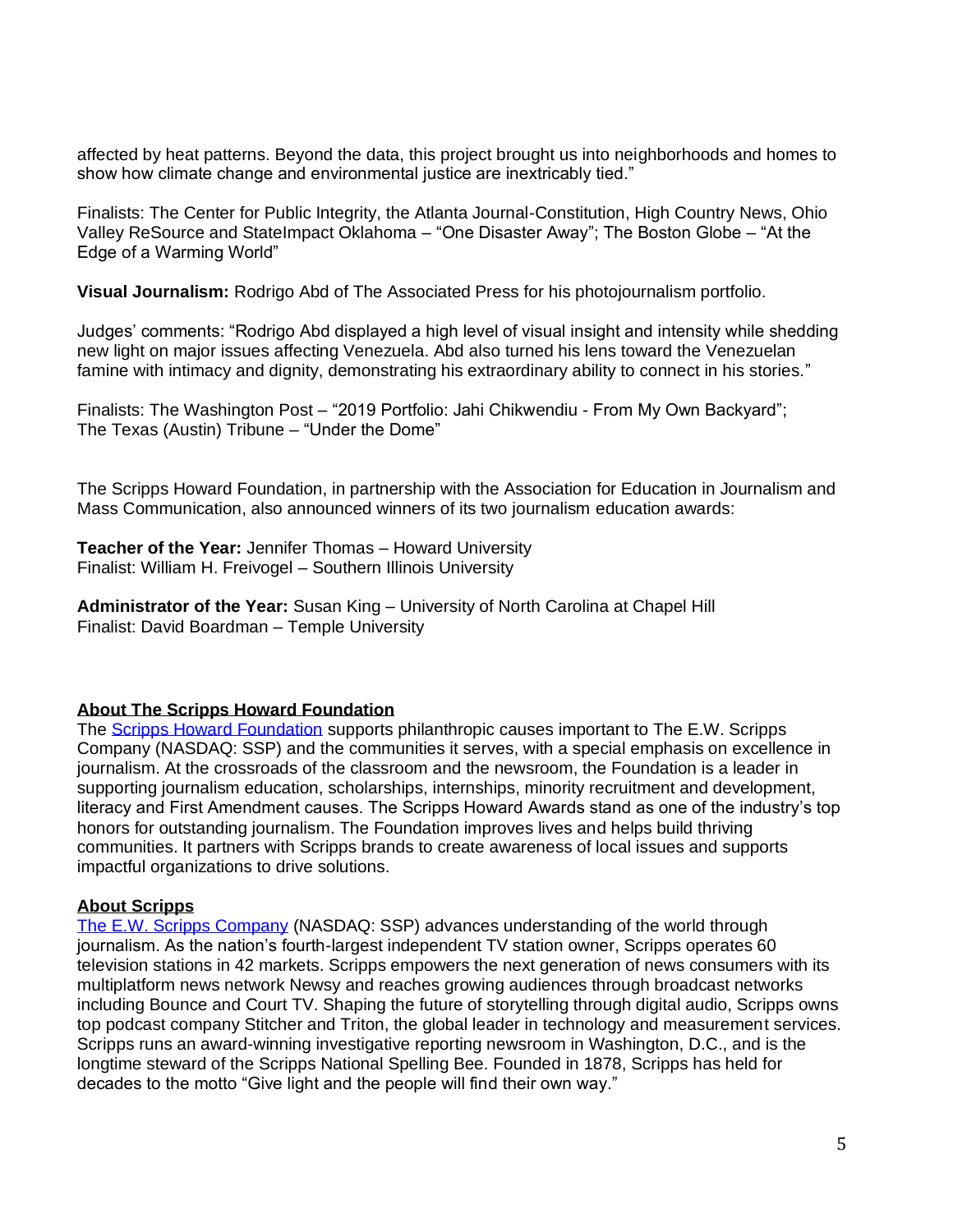affected by heat patterns. Beyond the data, this project brought us into neighborhoods and homes to show how climate change and environmental justice are inextricably tied."

Finalists: The Center for Public Integrity, the Atlanta Journal-Constitution, High Country News, Ohio Valley ReSource and StateImpact Oklahoma – "One Disaster Away"; The Boston Globe – "At the Edge of a Warming World"

**Visual Journalism:** Rodrigo Abd of The Associated Press for his photojournalism portfolio.

Judges' comments: "Rodrigo Abd displayed a high level of visual insight and intensity while shedding new light on major issues affecting Venezuela. Abd also turned his lens toward the Venezuelan famine with intimacy and dignity, demonstrating his extraordinary ability to connect in his stories."

Finalists: The Washington Post – "2019 Portfolio: Jahi Chikwendiu - From My Own Backyard"; The Texas (Austin) Tribune – "Under the Dome"

The Scripps Howard Foundation, in partnership with the Association for Education in Journalism and Mass Communication, also announced winners of its two journalism education awards:

**Teacher of the Year:** Jennifer Thomas – Howard University
Finalist: William H. Freivogel – Southern Illinois University

**Administrator of the Year:** Susan King – University of North Carolina at Chapel Hill
Finalist: David Boardman – Temple University

## About The Scripps Howard Foundation

The Scripps Howard Foundation supports philanthropic causes important to The E.W. Scripps Company (NASDAQ: SSP) and the communities it serves, with a special emphasis on excellence in journalism. At the crossroads of the classroom and the newsroom, the Foundation is a leader in supporting journalism education, scholarships, internships, minority recruitment and development, literacy and First Amendment causes. The Scripps Howard Awards stand as one of the industry's top honors for outstanding journalism. The Foundation improves lives and helps build thriving communities. It partners with Scripps brands to create awareness of local issues and supports impactful organizations to drive solutions.

## About Scripps

The E.W. Scripps Company (NASDAQ: SSP) advances understanding of the world through journalism. As the nation's fourth-largest independent TV station owner, Scripps operates 60 television stations in 42 markets. Scripps empowers the next generation of news consumers with its multiplatform news network Newsy and reaches growing audiences through broadcast networks including Bounce and Court TV. Shaping the future of storytelling through digital audio, Scripps owns top podcast company Stitcher and Triton, the global leader in technology and measurement services. Scripps runs an award-winning investigative reporting newsroom in Washington, D.C., and is the longtime steward of the Scripps National Spelling Bee. Founded in 1878, Scripps has held for decades to the motto "Give light and the people will find their own way."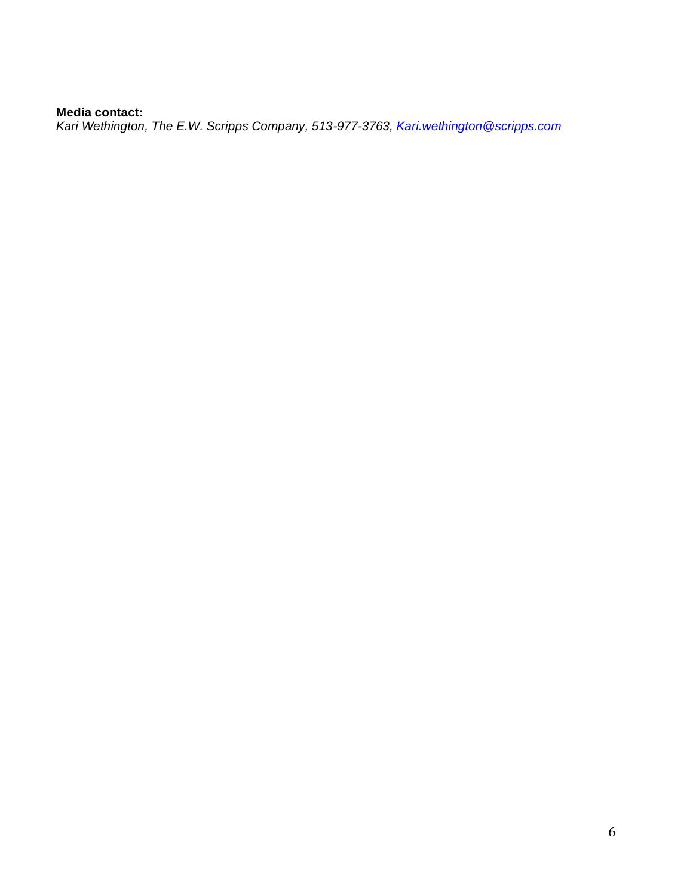**Media contact:**
*Kari Wethington, The E.W. Scripps Company, 513-977-3763, [Kari.wethington@scripps.com](mailto:Kari.wethington@scripps.com)*